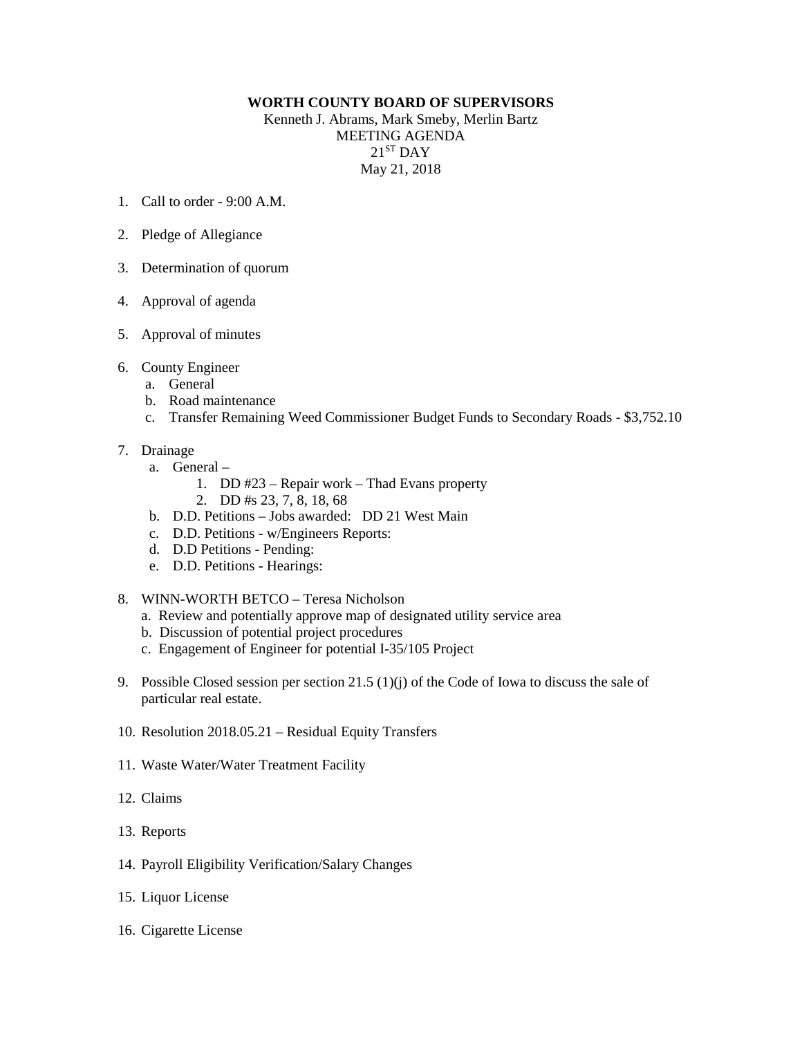**WORTH COUNTY BOARD OF SUPERVISORS**

Kenneth J. Abrams, Mark Smeby, Merlin Bartz

MEETING AGENDA

21ST DAY

May 21, 2018

1. Call to order - 9:00 A.M.

2. Pledge of Allegiance

3. Determination of quorum

4. Approval of agenda

5. Approval of minutes

6. County Engineer
   a. General
   b. Road maintenance
   c. Transfer Remaining Weed Commissioner Budget Funds to Secondary Roads - $3,752.10

7. Drainage
   a. General –
      1. DD #23 – Repair work – Thad Evans property
      2. DD #s 23, 7, 8, 18, 68
   b. D.D. Petitions – Jobs awarded: DD 21 West Main
   c. D.D. Petitions - w/Engineers Reports:
   d. D.D Petitions - Pending:
   e. D.D. Petitions - Hearings:

8. WINN-WORTH BETCO – Teresa Nicholson
   a. Review and potentially approve map of designated utility service area
   b. Discussion of potential project procedures
   c. Engagement of Engineer for potential I-35/105 Project

9. Possible Closed session per section 21.5 (1)(j) of the Code of Iowa to discuss the sale of particular real estate.

10. Resolution 2018.05.21 – Residual Equity Transfers

11. Waste Water/Water Treatment Facility

12. Claims

13. Reports

14. Payroll Eligibility Verification/Salary Changes

15. Liquor License

16. Cigarette License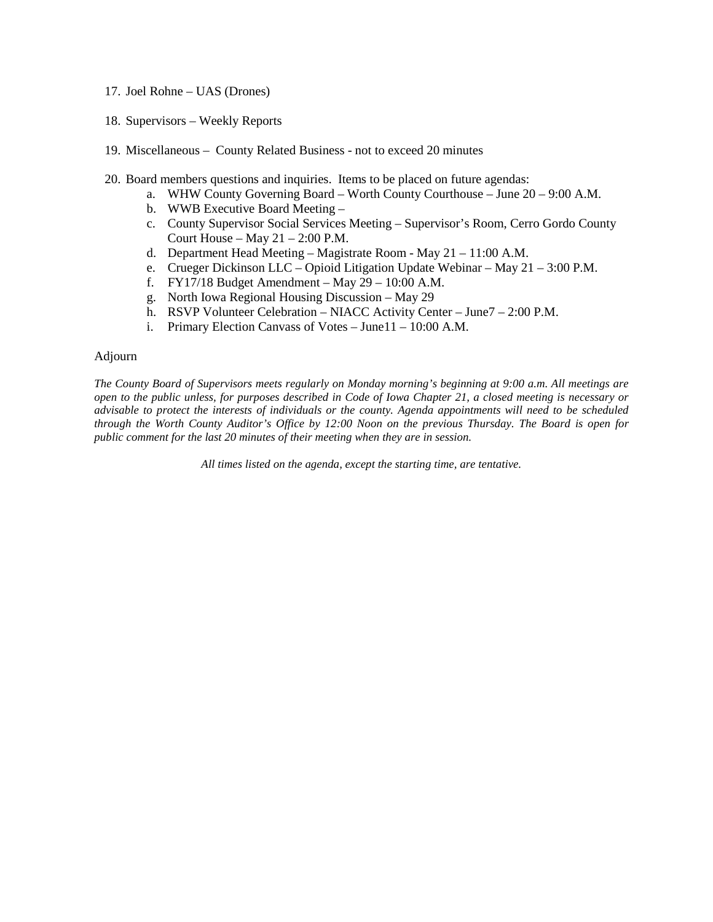17. Joel Rohne – UAS (Drones)

18. Supervisors – Weekly Reports

19. Miscellaneous – County Related Business - not to exceed 20 minutes

20. Board members questions and inquiries. Items to be placed on future agendas:
    a. WHW County Governing Board – Worth County Courthouse – June 20 – 9:00 A.M.
    b. WWB Executive Board Meeting –
    c. County Supervisor Social Services Meeting – Supervisor's Room, Cerro Gordo County Court House – May 21 – 2:00 P.M.
    d. Department Head Meeting – Magistrate Room - May 21 – 11:00 A.M.
    e. Crueger Dickinson LLC – Opioid Litigation Update Webinar – May 21 – 3:00 P.M.
    f. FY17/18 Budget Amendment – May 29 – 10:00 A.M.
    g. North Iowa Regional Housing Discussion – May 29
    h. RSVP Volunteer Celebration – NIACC Activity Center – June7 – 2:00 P.M.
    i. Primary Election Canvass of Votes – June11 – 10:00 A.M.

Adjourn

*The County Board of Supervisors meets regularly on Monday morning's beginning at 9:00 a.m. All meetings are open to the public unless, for purposes described in Code of Iowa Chapter 21, a closed meeting is necessary or advisable to protect the interests of individuals or the county. Agenda appointments will need to be scheduled through the Worth County Auditor's Office by 12:00 Noon on the previous Thursday. The Board is open for public comment for the last 20 minutes of their meeting when they are in session.*

*All times listed on the agenda, except the starting time, are tentative.*